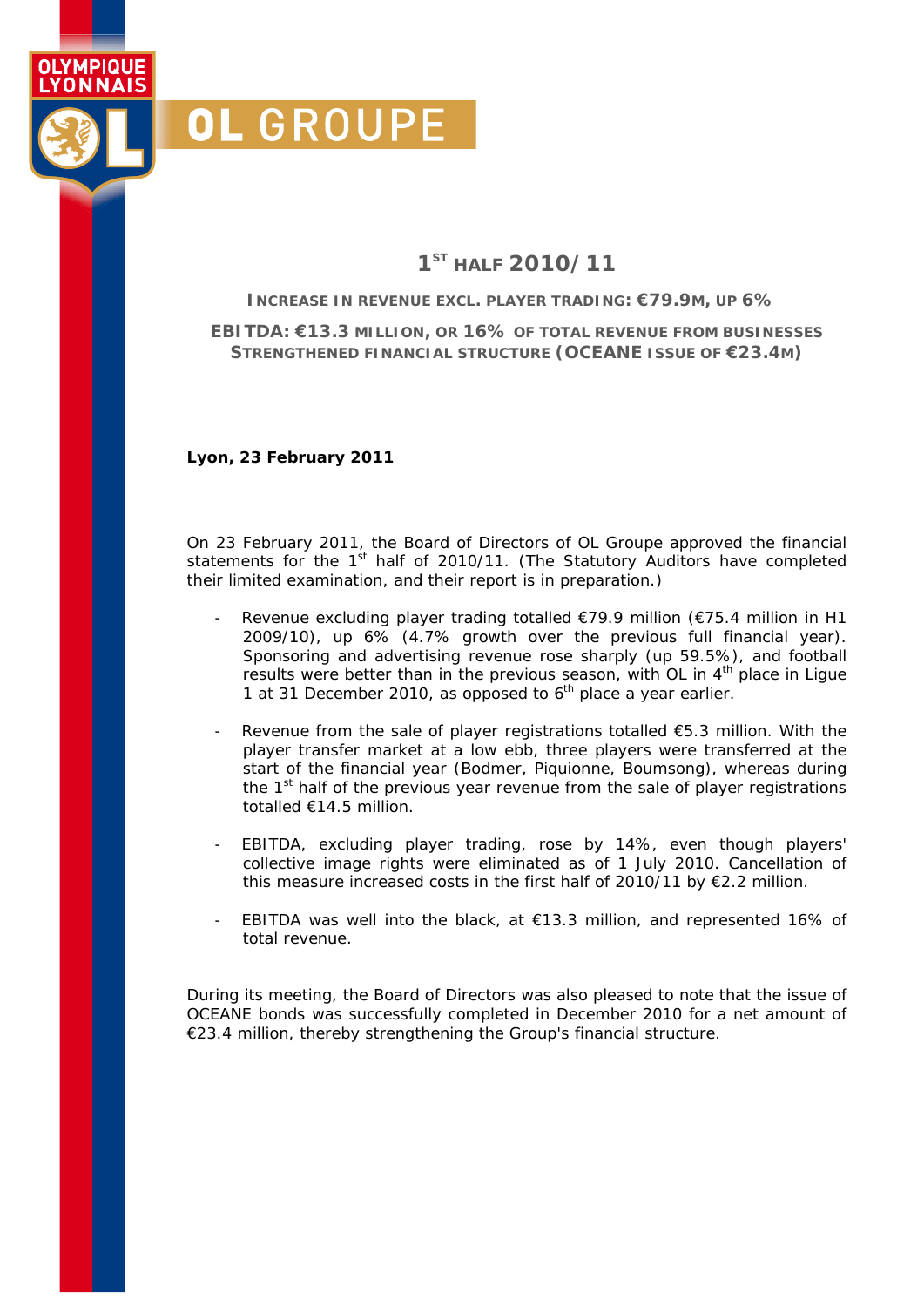# OL GROUPE

## 1st HALF 2010/11

**INCREASE IN REVENUE EXCL. PLAYER TRADING: €79.9M, UP 6%**

**EBITDA: €13.3 MILLION, OR 16% OF TOTAL REVENUE FROM BUSINESSES**
**STRENGTHENED FINANCIAL STRUCTURE (OCEANE ISSUE OF €23.4M)**

**Lyon, 23 February 2011**

On 23 February 2011, the Board of Directors of OL Groupe approved the financial statements for the 1st half of 2010/11. (The Statutory Auditors have completed their limited examination, and their report is in preparation.)

- Revenue excluding player trading totalled €79.9 million (€75.4 million in H1 2009/10), up 6% (4.7% growth over the previous full financial year). Sponsoring and advertising revenue rose sharply (up 59.5%), and football results were better than in the previous season, with OL in 4th place in Ligue 1 at 31 December 2010, as opposed to 6th place a year earlier.

- Revenue from the sale of player registrations totalled €5.3 million. With the player transfer market at a low ebb, three players were transferred at the start of the financial year (Bodmer, Piquionne, Boumsong), whereas during the 1st half of the previous year revenue from the sale of player registrations totalled €14.5 million.

- EBITDA, excluding player trading, rose by 14%, even though players' collective image rights were eliminated as of 1 July 2010. Cancellation of this measure increased costs in the first half of 2010/11 by €2.2 million.

- EBITDA was well into the black, at €13.3 million, and represented 16% of total revenue.

During its meeting, the Board of Directors was also pleased to note that the issue of OCEANE bonds was successfully completed in December 2010 for a net amount of €23.4 million, thereby strengthening the Group's financial structure.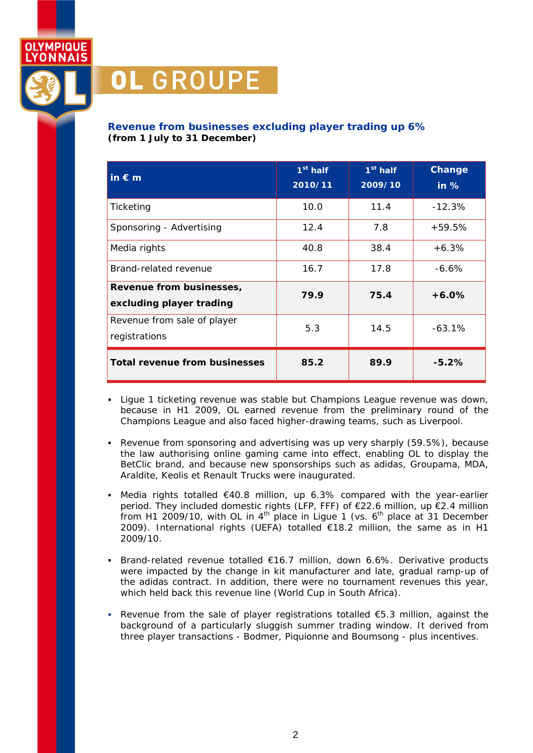## Revenue from businesses excluding player trading up 6%

**(from 1 July to 31 December)**

| in € m | 1st half 2010/11 | 1st half 2009/10 | Change in % |
|---|---|---|---|
| Ticketing | 10.0 | 11.4 | -12.3% |
| Sponsoring - Advertising | 12.4 | 7.8 | +59.5% |
| Media rights | 40.8 | 38.4 | +6.3% |
| Brand-related revenue | 16.7 | 17.8 | -6.6% |
| **Revenue from businesses, excluding player trading** | **79.9** | **75.4** | **+6.0%** |
| Revenue from sale of player registrations | 5.3 | 14.5 | -63.1% |
| **Total revenue from businesses** | **85.2** | **89.9** | **-5.2%** |

- Ligue 1 ticketing revenue was stable but Champions League revenue was down, because in H1 2009, OL earned revenue from the preliminary round of the Champions League and also faced higher-drawing teams, such as Liverpool.

- Revenue from sponsoring and advertising was up very sharply (59.5%), because the law authorising online gaming came into effect, enabling OL to display the BetClic brand, and because new sponsorships such as adidas, Groupama, MDA, Araldite, Keolis et Renault Trucks were inaugurated.

- Media rights totalled €40.8 million, up 6.3% compared with the year-earlier period. They included domestic rights (LFP, FFF) of €22.6 million, up €2.4 million from H1 2009/10, with OL in 4th place in Ligue 1 (vs. 6th place at 31 December 2009). International rights (UEFA) totalled €18.2 million, the same as in H1 2009/10.

- Brand-related revenue totalled €16.7 million, down 6.6%. Derivative products were impacted by the change in kit manufacturer and late, gradual ramp-up of the adidas contract. In addition, there were no tournament revenues this year, which held back this revenue line (World Cup in South Africa).

- Revenue from the sale of player registrations totalled €5.3 million, against the background of a particularly sluggish summer trading window. It derived from three player transactions - Bodmer, Piquionne and Boumsong - plus incentives.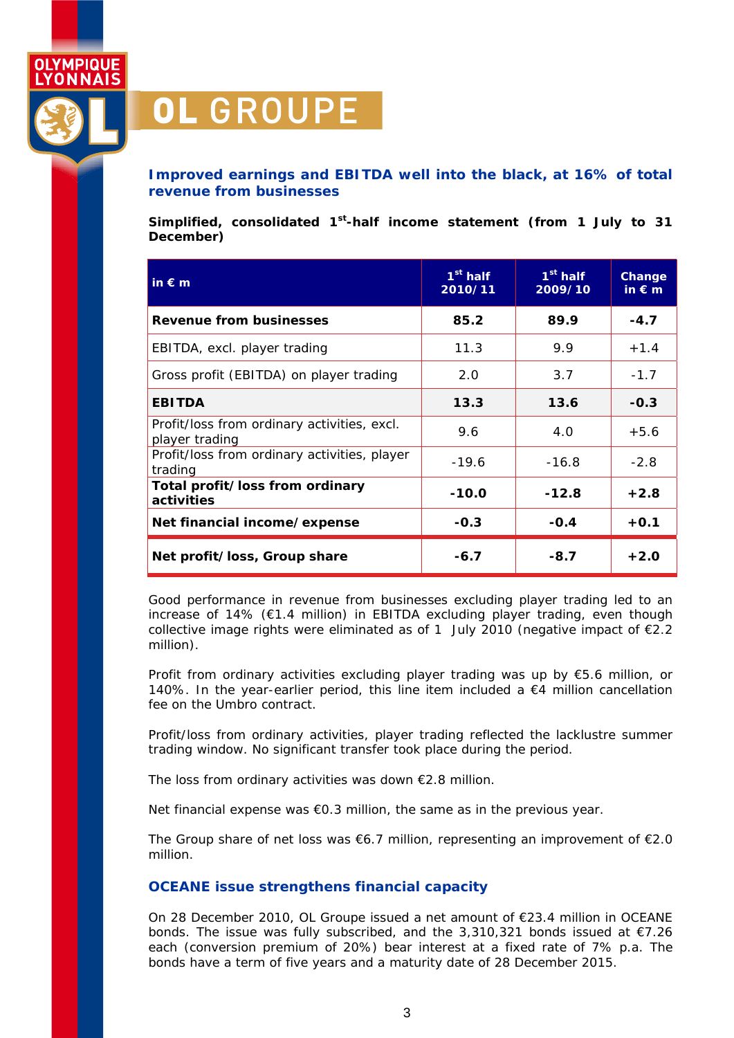## Improved earnings and EBITDA well into the black, at 16% of total revenue from businesses

**Simplified, consolidated 1st-half income statement (from 1 July to 31 December)**

| in € m | 1st half 2010/11 | 1st half 2009/10 | Change in € m |
|---|---|---|---|
| **Revenue from businesses** | **85.2** | **89.9** | **-4.7** |
| EBITDA, excl. player trading | 11.3 | 9.9 | +1.4 |
| Gross profit (EBITDA) on player trading | 2.0 | 3.7 | -1.7 |
| **EBITDA** | **13.3** | **13.6** | **-0.3** |
| Profit/loss from ordinary activities, excl. player trading | 9.6 | 4.0 | +5.6 |
| Profit/loss from ordinary activities, player trading | -19.6 | -16.8 | -2.8 |
| **Total profit/loss from ordinary activities** | **-10.0** | **-12.8** | **+2.8** |
| **Net financial income/expense** | **-0.3** | **-0.4** | **+0.1** |
| **Net profit/loss, Group share** | **-6.7** | **-8.7** | **+2.0** |

Good performance in revenue from businesses excluding player trading led to an increase of 14% (€1.4 million) in EBITDA excluding player trading, even though collective image rights were eliminated as of 1 July 2010 (negative impact of €2.2 million).

Profit from ordinary activities excluding player trading was up by €5.6 million, or 140%. In the year-earlier period, this line item included a €4 million cancellation fee on the Umbro contract.

Profit/loss from ordinary activities, player trading reflected the lacklustre summer trading window. No significant transfer took place during the period.

The loss from ordinary activities was down €2.8 million.

Net financial expense was €0.3 million, the same as in the previous year.

The Group share of net loss was €6.7 million, representing an improvement of €2.0 million.

## OCEANE issue strengthens financial capacity

On 28 December 2010, OL Groupe issued a net amount of €23.4 million in OCEANE bonds. The issue was fully subscribed, and the 3,310,321 bonds issued at €7.26 each (conversion premium of 20%) bear interest at a fixed rate of 7% p.a. The bonds have a term of five years and a maturity date of 28 December 2015.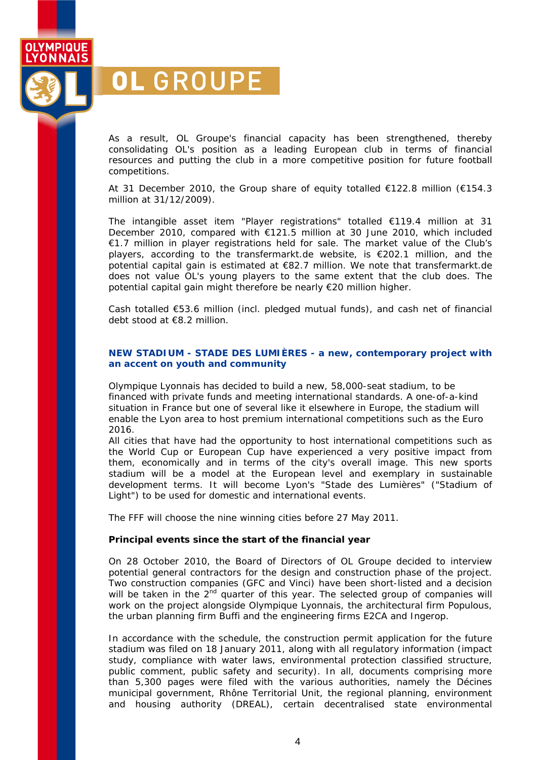As a result, OL Groupe's financial capacity has been strengthened, thereby consolidating OL's position as a leading European club in terms of financial resources and putting the club in a more competitive position for future football competitions.

At 31 December 2010, the Group share of equity totalled €122.8 million (€154.3 million at 31/12/2009).

The intangible asset item "Player registrations" totalled €119.4 million at 31 December 2010, compared with €121.5 million at 30 June 2010, which included €1.7 million in player registrations held for sale. The market value of the Club's players, according to the transfermarkt.de website, is €202.1 million, and the potential capital gain is estimated at €82.7 million. We note that transfermarkt.de does not value OL's young players to the same extent that the club does. The potential capital gain might therefore be nearly €20 million higher.

Cash totalled €53.6 million (incl. pledged mutual funds), and cash net of financial debt stood at €8.2 million.

## NEW STADIUM - STADE DES LUMIÈRES - a new, contemporary project with an accent on youth and community

Olympique Lyonnais has decided to build a new, 58,000-seat stadium, to be financed with private funds and meeting international standards. A one-of-a-kind situation in France but one of several like it elsewhere in Europe, the stadium will enable the Lyon area to host premium international competitions such as the Euro 2016.

All cities that have had the opportunity to host international competitions such as the World Cup or European Cup have experienced a very positive impact from them, economically and in terms of the city's overall image. This new sports stadium will be a model at the European level and exemplary in sustainable development terms. It will become Lyon's "Stade des Lumières" ("Stadium of Light") to be used for domestic and international events.

The FFF will choose the nine winning cities before 27 May 2011.

**Principal events since the start of the financial year**

On 28 October 2010, the Board of Directors of OL Groupe decided to interview potential general contractors for the design and construction phase of the project. Two construction companies (GFC and Vinci) have been short-listed and a decision will be taken in the 2nd quarter of this year. The selected group of companies will work on the project alongside Olympique Lyonnais, the architectural firm Populous, the urban planning firm Buffi and the engineering firms E2CA and Ingerop.

In accordance with the schedule, the construction permit application for the future stadium was filed on 18 January 2011, along with all regulatory information (impact study, compliance with water laws, environmental protection classified structure, public comment, public safety and security). In all, documents comprising more than 5,300 pages were filed with the various authorities, namely the Décines municipal government, Rhône Territorial Unit, the regional planning, environment and housing authority (DREAL), certain decentralised state environmental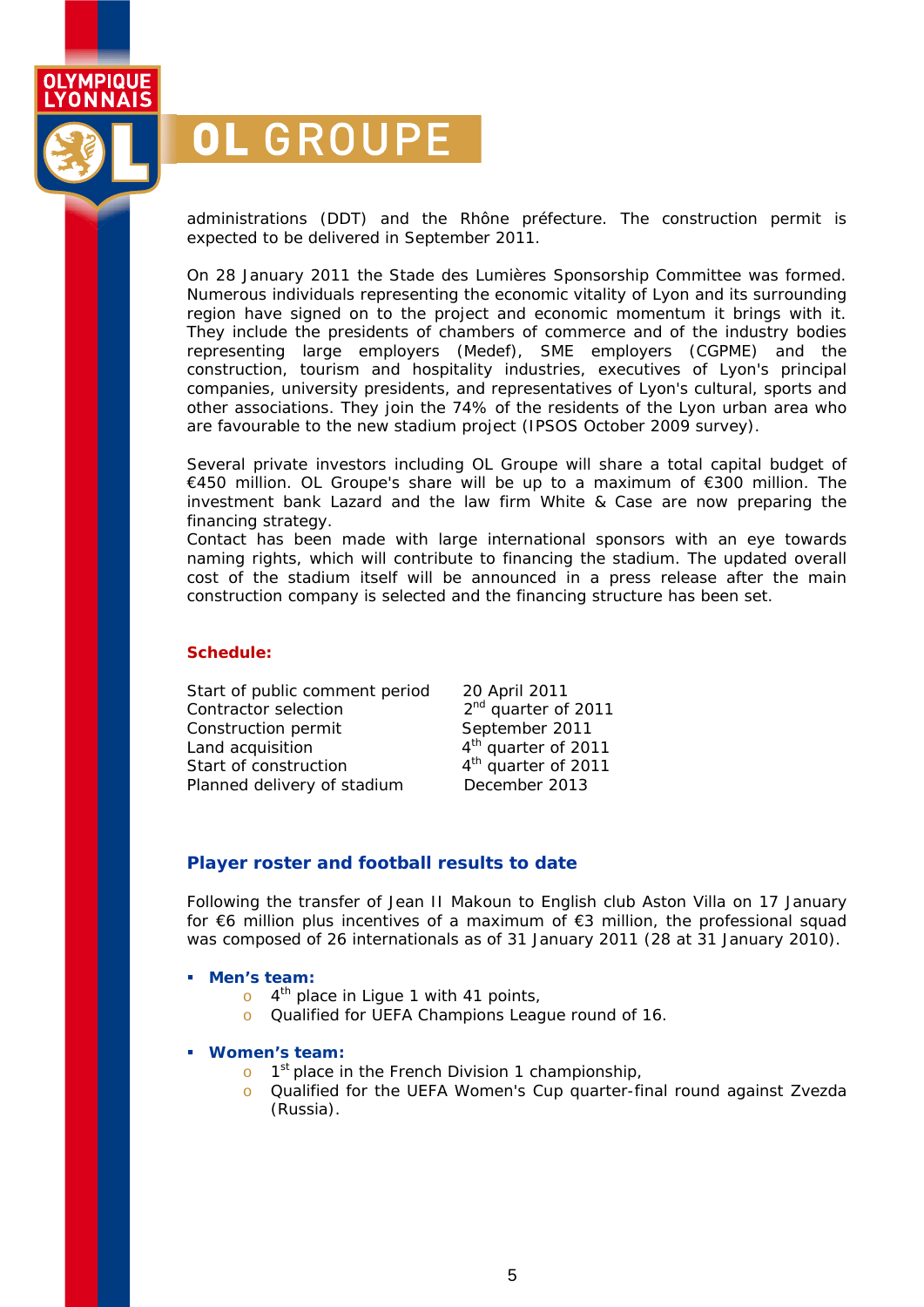administrations (DDT) and the Rhône préfecture. The construction permit is expected to be delivered in September 2011.

On 28 January 2011 the Stade des Lumières Sponsorship Committee was formed. Numerous individuals representing the economic vitality of Lyon and its surrounding region have signed on to the project and economic momentum it brings with it. They include the presidents of chambers of commerce and of the industry bodies representing large employers (Medef), SME employers (CGPME) and the construction, tourism and hospitality industries, executives of Lyon's principal companies, university presidents, and representatives of Lyon's cultural, sports and other associations. They join the 74% of the residents of the Lyon urban area who are favourable to the new stadium project (IPSOS October 2009 survey).

Several private investors including OL Groupe will share a total capital budget of €450 million. OL Groupe's share will be up to a maximum of €300 million. The investment bank Lazard and the law firm White & Case are now preparing the financing strategy.
Contact has been made with large international sponsors with an eye towards naming rights, which will contribute to financing the stadium. The updated overall cost of the stadium itself will be announced in a press release after the main construction company is selected and the financing structure has been set.

**Schedule:**

| | |
|---|---|
| Start of public comment period | 20 April 2011 |
| Contractor selection | 2nd quarter of 2011 |
| Construction permit | September 2011 |
| Land acquisition | 4th quarter of 2011 |
| Start of construction | 4th quarter of 2011 |
| Planned delivery of stadium | December 2013 |

## Player roster and football results to date

Following the transfer of Jean II Makoun to English club Aston Villa on 17 January for €6 million plus incentives of a maximum of €3 million, the professional squad was composed of 26 internationals as of 31 January 2011 (28 at 31 January 2010).

- **Men's team:**
  - 4th place in Ligue 1 with 41 points,
  - Qualified for UEFA Champions League round of 16.

- **Women's team:**
  - 1st place in the French Division 1 championship,
  - Qualified for the UEFA Women's Cup quarter-final round against Zvezda (Russia).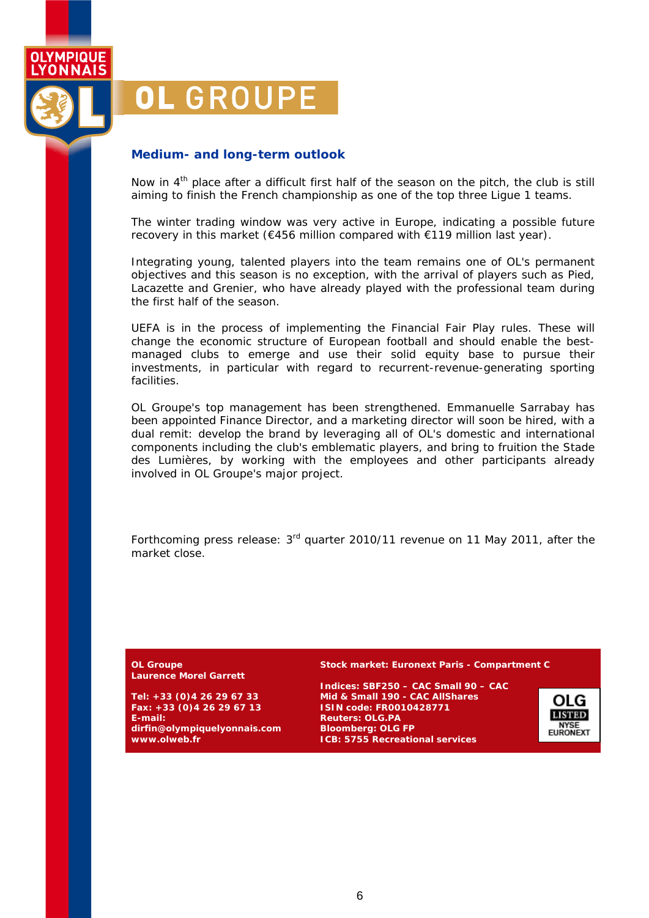## Medium- and long-term outlook

Now in 4th place after a difficult first half of the season on the pitch, the club is still aiming to finish the French championship as one of the top three Ligue 1 teams.

The winter trading window was very active in Europe, indicating a possible future recovery in this market (€456 million compared with €119 million last year).

Integrating young, talented players into the team remains one of OL's permanent objectives and this season is no exception, with the arrival of players such as Pied, Lacazette and Grenier, who have already played with the professional team during the first half of the season.

UEFA is in the process of implementing the Financial Fair Play rules. These will change the economic structure of European football and should enable the best-managed clubs to emerge and use their solid equity base to pursue their investments, in particular with regard to recurrent-revenue-generating sporting facilities.

OL Groupe's top management has been strengthened. Emmanuelle Sarrabay has been appointed Finance Director, and a marketing director will soon be hired, with a dual remit: develop the brand by leveraging all of OL's domestic and international components including the club's emblematic players, and bring to fruition the Stade des Lumières, by working with the employees and other participants already involved in OL Groupe's major project.

Forthcoming press release: 3rd quarter 2010/11 revenue on 11 May 2011, after the market close.

**OL Groupe**
**Laurence Morel Garrett**

**Tel: +33 (0)4 26 29 67 33**
**Fax: +33 (0)4 26 29 67 13**
**E-mail: dirfin@olympiquelyonnais.com**
**www.olweb.fr**

**Stock market: Euronext Paris - Compartment C**

**Indices: SBF250 – CAC Small 90 – CAC Mid & Small 190 - CAC AllShares**
**ISIN code: FR0010428771**
**Reuters: OLG.PA**
**Bloomberg: OLG FP**
**ICB: 5755 Recreational services**

OLG LISTED NYSE EURONEXT